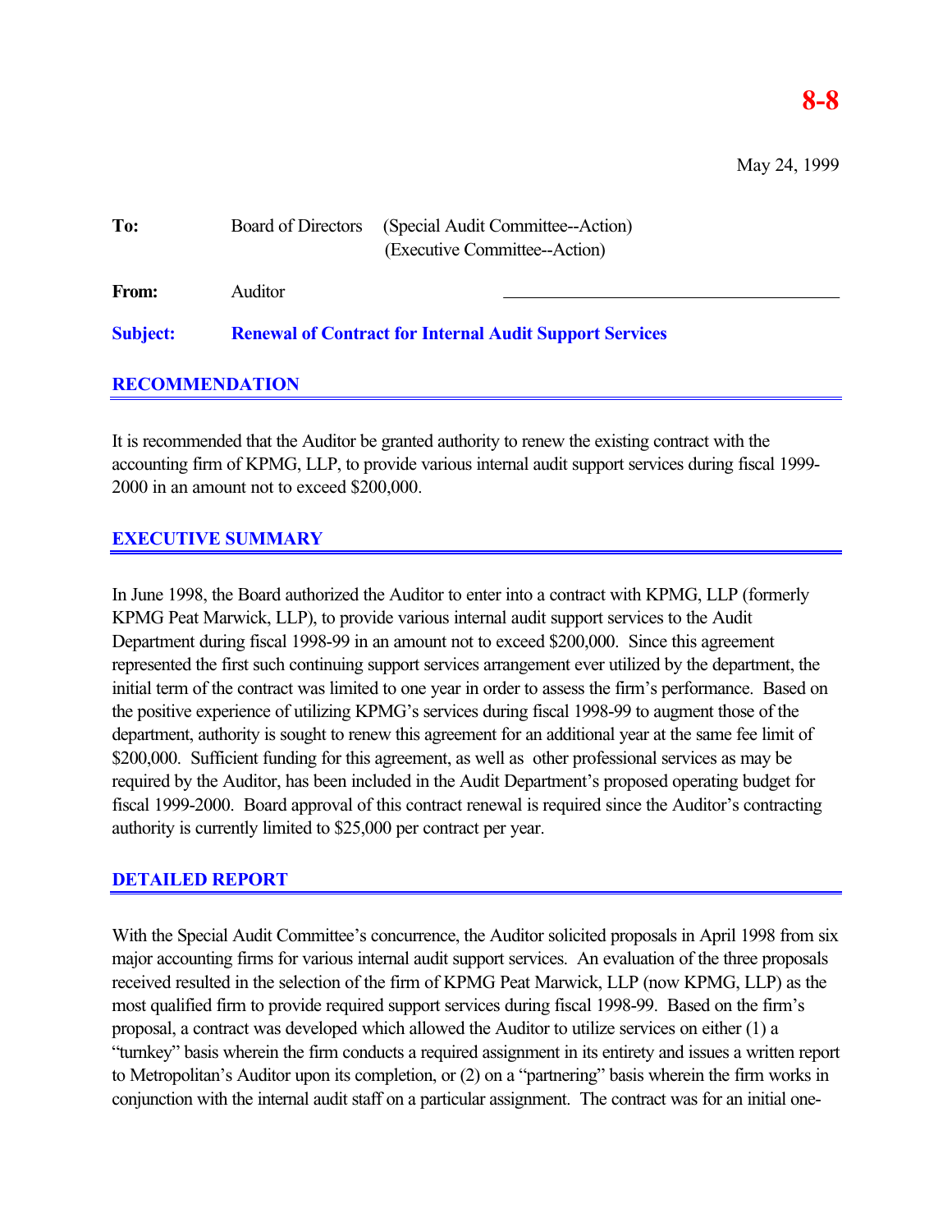8-8

May 24, 1999

**To:** Board of Directors (Special Audit Committee--Action)
(Executive Committee--Action)

**From:** Auditor

**Subject: Renewal of Contract for Internal Audit Support Services**

## RECOMMENDATION

It is recommended that the Auditor be granted authority to renew the existing contract with the accounting firm of KPMG, LLP, to provide various internal audit support services during fiscal 1999-2000 in an amount not to exceed $200,000.

## EXECUTIVE SUMMARY

In June 1998, the Board authorized the Auditor to enter into a contract with KPMG, LLP (formerly KPMG Peat Marwick, LLP), to provide various internal audit support services to the Audit Department during fiscal 1998-99 in an amount not to exceed $200,000. Since this agreement represented the first such continuing support services arrangement ever utilized by the department, the initial term of the contract was limited to one year in order to assess the firm's performance. Based on the positive experience of utilizing KPMG's services during fiscal 1998-99 to augment those of the department, authority is sought to renew this agreement for an additional year at the same fee limit of $200,000. Sufficient funding for this agreement, as well as other professional services as may be required by the Auditor, has been included in the Audit Department's proposed operating budget for fiscal 1999-2000. Board approval of this contract renewal is required since the Auditor's contracting authority is currently limited to $25,000 per contract per year.

## DETAILED REPORT

With the Special Audit Committee's concurrence, the Auditor solicited proposals in April 1998 from six major accounting firms for various internal audit support services. An evaluation of the three proposals received resulted in the selection of the firm of KPMG Peat Marwick, LLP (now KPMG, LLP) as the most qualified firm to provide required support services during fiscal 1998-99. Based on the firm's proposal, a contract was developed which allowed the Auditor to utilize services on either (1) a "turnkey" basis wherein the firm conducts a required assignment in its entirety and issues a written report to Metropolitan's Auditor upon its completion, or (2) on a "partnering" basis wherein the firm works in conjunction with the internal audit staff on a particular assignment. The contract was for an initial one-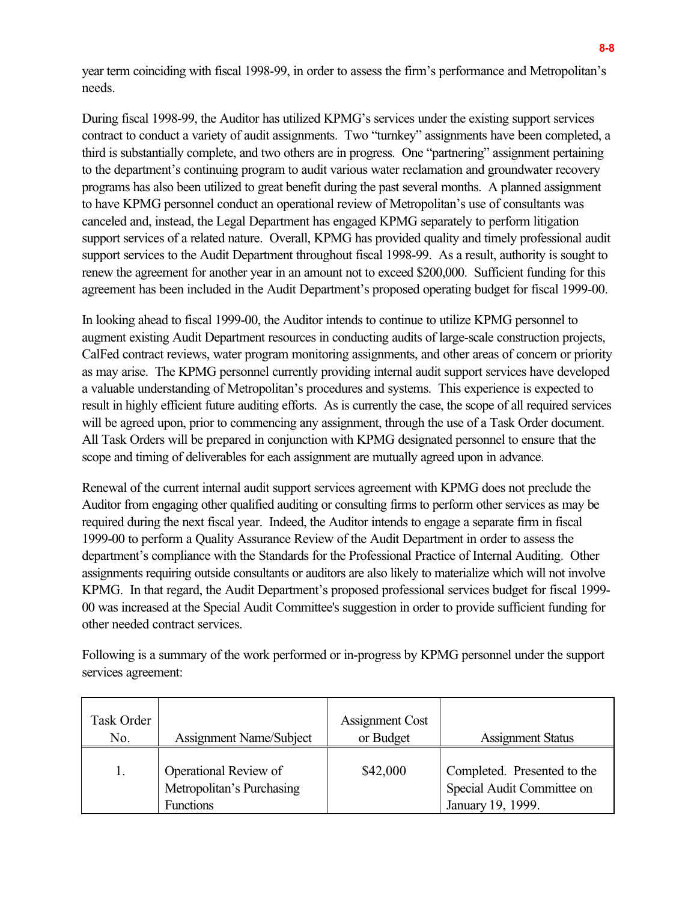year term coinciding with fiscal 1998-99, in order to assess the firm's performance and Metropolitan's needs.

During fiscal 1998-99, the Auditor has utilized KPMG's services under the existing support services contract to conduct a variety of audit assignments. Two "turnkey" assignments have been completed, a third is substantially complete, and two others are in progress. One "partnering" assignment pertaining to the department's continuing program to audit various water reclamation and groundwater recovery programs has also been utilized to great benefit during the past several months. A planned assignment to have KPMG personnel conduct an operational review of Metropolitan's use of consultants was canceled and, instead, the Legal Department has engaged KPMG separately to perform litigation support services of a related nature. Overall, KPMG has provided quality and timely professional audit support services to the Audit Department throughout fiscal 1998-99. As a result, authority is sought to renew the agreement for another year in an amount not to exceed $200,000. Sufficient funding for this agreement has been included in the Audit Department's proposed operating budget for fiscal 1999-00.

In looking ahead to fiscal 1999-00, the Auditor intends to continue to utilize KPMG personnel to augment existing Audit Department resources in conducting audits of large-scale construction projects, CalFed contract reviews, water program monitoring assignments, and other areas of concern or priority as may arise. The KPMG personnel currently providing internal audit support services have developed a valuable understanding of Metropolitan's procedures and systems. This experience is expected to result in highly efficient future auditing efforts. As is currently the case, the scope of all required services will be agreed upon, prior to commencing any assignment, through the use of a Task Order document. All Task Orders will be prepared in conjunction with KPMG designated personnel to ensure that the scope and timing of deliverables for each assignment are mutually agreed upon in advance.

Renewal of the current internal audit support services agreement with KPMG does not preclude the Auditor from engaging other qualified auditing or consulting firms to perform other services as may be required during the next fiscal year. Indeed, the Auditor intends to engage a separate firm in fiscal 1999-00 to perform a Quality Assurance Review of the Audit Department in order to assess the department's compliance with the Standards for the Professional Practice of Internal Auditing. Other assignments requiring outside consultants or auditors are also likely to materialize which will not involve KPMG. In that regard, the Audit Department's proposed professional services budget for fiscal 1999-00 was increased at the Special Audit Committee's suggestion in order to provide sufficient funding for other needed contract services.

Following is a summary of the work performed or in-progress by KPMG personnel under the support services agreement:

| Task Order No. | Assignment Name/Subject | Assignment Cost or Budget | Assignment Status |
|---|---|---|---|
| 1. | Operational Review of Metropolitan's Purchasing Functions | $42,000 | Completed. Presented to the Special Audit Committee on January 19, 1999. |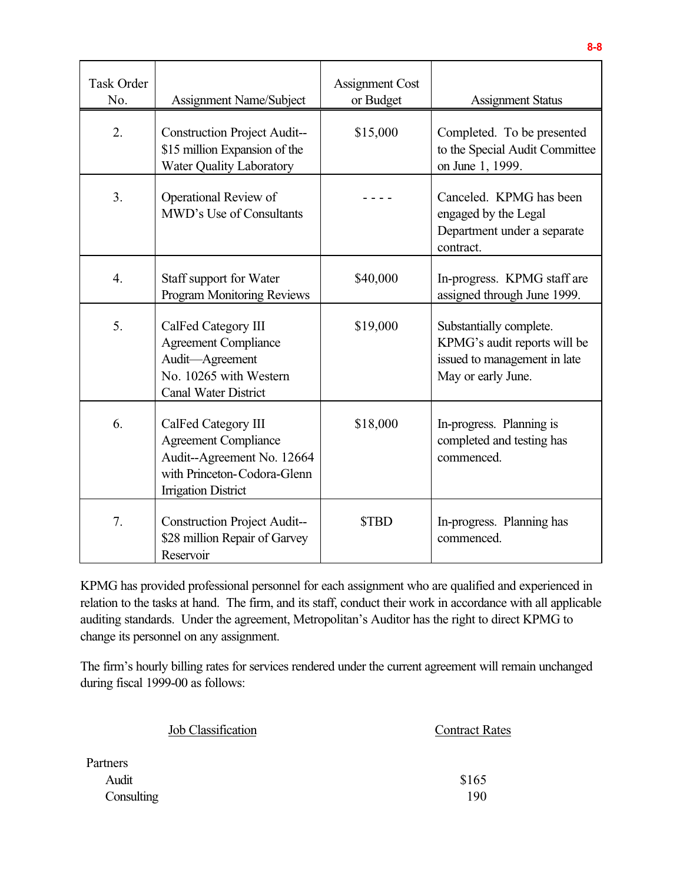| Task Order No. | Assignment Name/Subject | Assignment Cost or Budget | Assignment Status |
|---|---|---|---|
| 2. | Construction Project Audit--$15 million Expansion of the Water Quality Laboratory | $15,000 | Completed. To be presented to the Special Audit Committee on June 1, 1999. |
| 3. | Operational Review of MWD's Use of Consultants | - - - - | Canceled. KPMG has been engaged by the Legal Department under a separate contract. |
| 4. | Staff support for Water Program Monitoring Reviews | $40,000 | In-progress. KPMG staff are assigned through June 1999. |
| 5. | CalFed Category III Agreement Compliance Audit—Agreement No. 10265 with Western Canal Water District | $19,000 | Substantially complete. KPMG's audit reports will be issued to management in late May or early June. |
| 6. | CalFed Category III Agreement Compliance Audit--Agreement No. 12664 with Princeton-Codora-Glenn Irrigation District | $18,000 | In-progress. Planning is completed and testing has commenced. |
| 7. | Construction Project Audit--$28 million Repair of Garvey Reservoir | $TBD | In-progress. Planning has commenced. |

KPMG has provided professional personnel for each assignment who are qualified and experienced in relation to the tasks at hand. The firm, and its staff, conduct their work in accordance with all applicable auditing standards. Under the agreement, Metropolitan's Auditor has the right to direct KPMG to change its personnel on any assignment.

The firm's hourly billing rates for services rendered under the current agreement will remain unchanged during fiscal 1999-00 as follows:

| Job Classification | Contract Rates |
|---|---|
| Partners | |
| Audit | $165 |
| Consulting | 190 |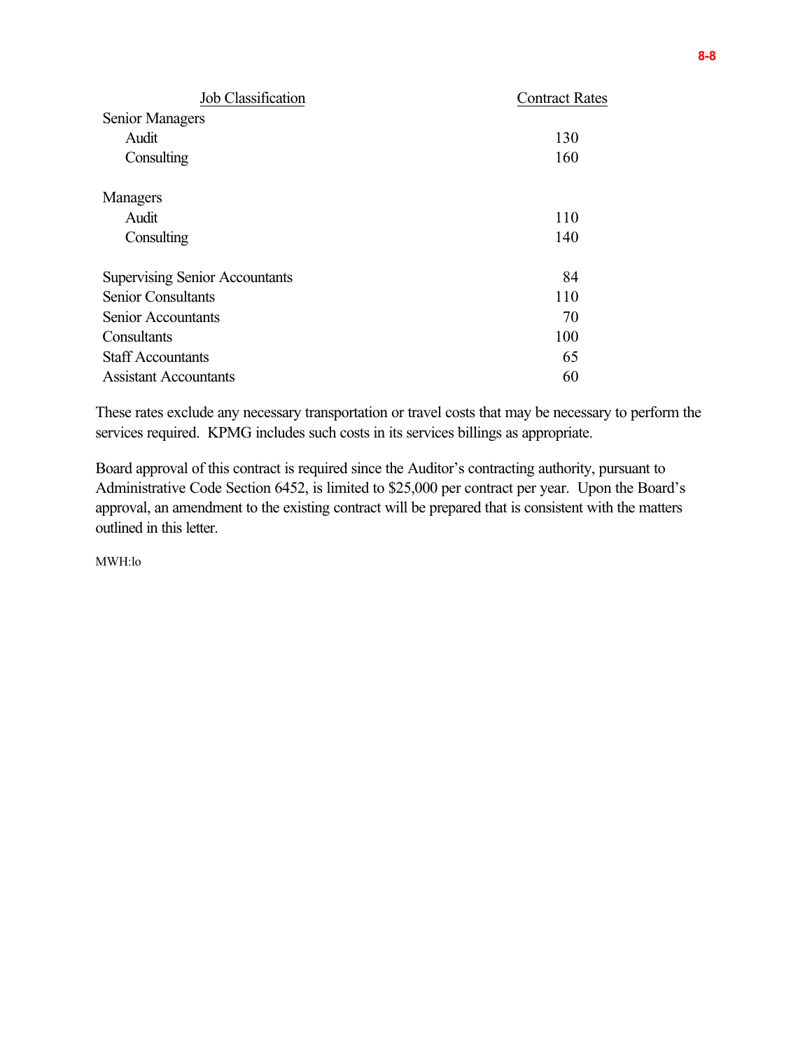| Job Classification | Contract Rates |
| --- | --- |
| Senior Managers | |
| Audit | 130 |
| Consulting | 160 |
| Managers | |
| Audit | 110 |
| Consulting | 140 |
| Supervising Senior Accountants | 84 |
| Senior Consultants | 110 |
| Senior Accountants | 70 |
| Consultants | 100 |
| Staff Accountants | 65 |
| Assistant Accountants | 60 |

These rates exclude any necessary transportation or travel costs that may be necessary to perform the services required. KPMG includes such costs in its services billings as appropriate.

Board approval of this contract is required since the Auditor's contracting authority, pursuant to Administrative Code Section 6452, is limited to $25,000 per contract per year. Upon the Board's approval, an amendment to the existing contract will be prepared that is consistent with the matters outlined in this letter.

MWH:lo